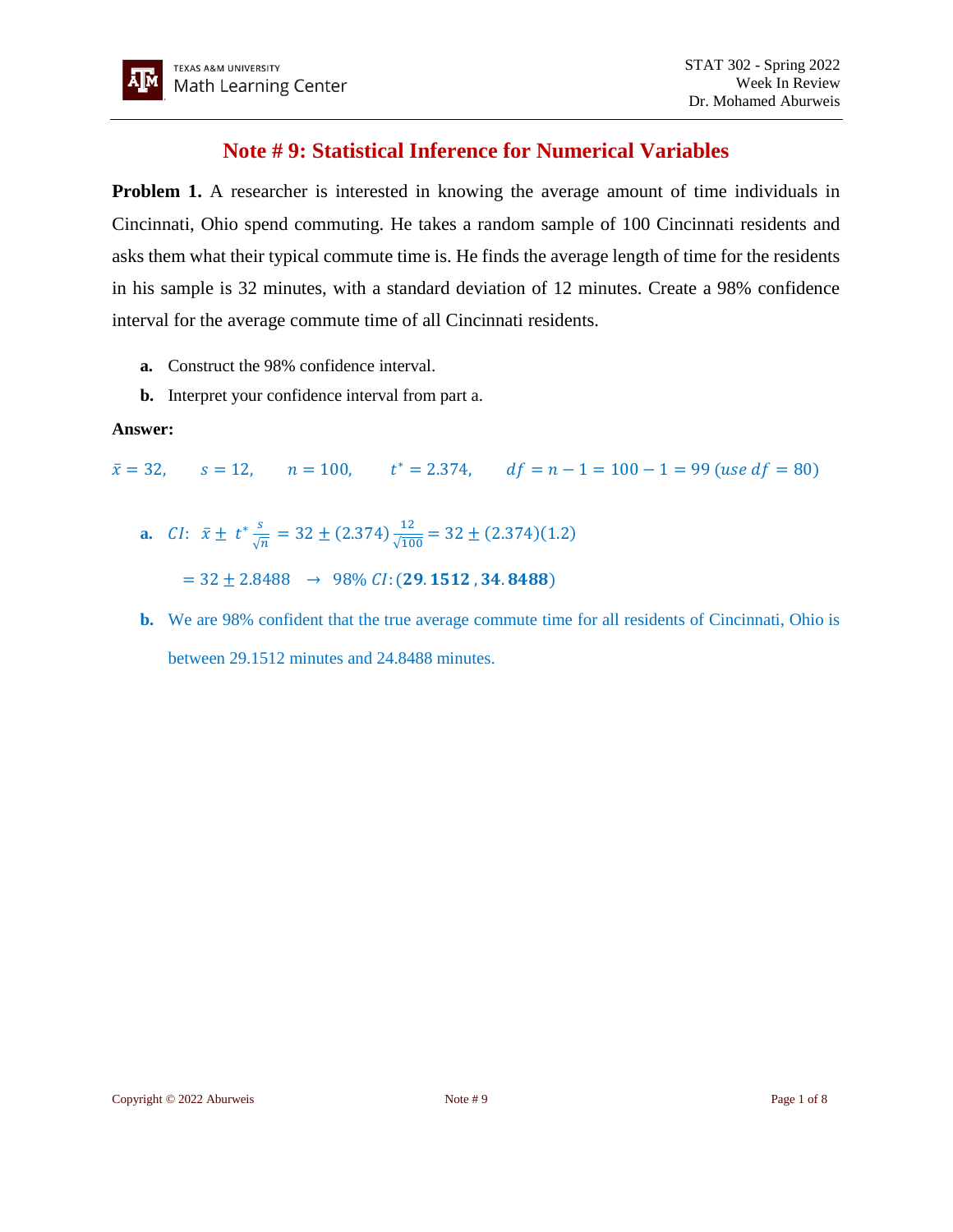# Note # 9: Statistical Inference for Numerical Variables

**Problem 1.** A researcher is interested in knowing the average amount of time individuals in Cincinnati, Ohio spend commuting. He takes a random sample of 100 Cincinnati residents and asks them what their typical commute time is. He finds the average length of time for the residents in his sample is 32 minutes, with a standard deviation of 12 minutes. Create a 98% confidence interval for the average commute time of all Cincinnati residents.

**a.** Construct the 98% confidence interval.

**b.** Interpret your confidence interval from part a.

**Answer:**

$\bar{x} = 32, \quad s = 12, \quad n = 100, \quad t^* = 2.374, \quad df = n - 1 = 100 - 1 = 99 \; (use \; df = 80)$

**a.** $CI\text{:} \;\; \bar{x} \pm t^* \frac{s}{\sqrt{n}} = 32 \pm (2.374)\frac{12}{\sqrt{100}} = 32 \pm (2.374)(1.2)$

$= 32 \pm 2.8488 \;\; \rightarrow \;\; 98\% \; CI\text{:} (\mathbf{29.1512}, \mathbf{34.8488})$

**b.** We are 98% confident that the true average commute time for all residents of Cincinnati, Ohio is between 29.1512 minutes and 24.8488 minutes.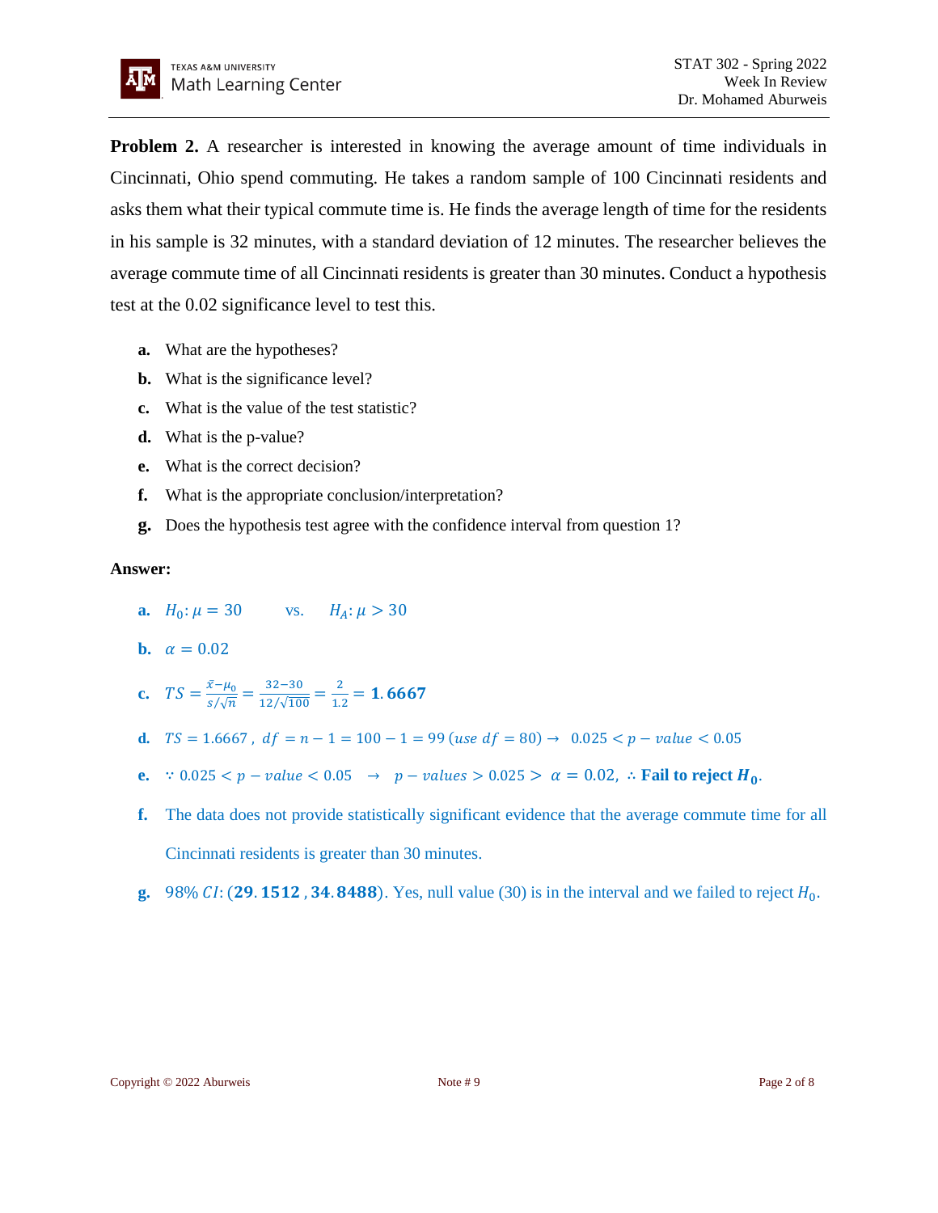**Problem 2.** A researcher is interested in knowing the average amount of time individuals in Cincinnati, Ohio spend commuting. He takes a random sample of 100 Cincinnati residents and asks them what their typical commute time is. He finds the average length of time for the residents in his sample is 32 minutes, with a standard deviation of 12 minutes. The researcher believes the average commute time of all Cincinnati residents is greater than 30 minutes. Conduct a hypothesis test at the 0.02 significance level to test this.

- **a.** What are the hypotheses?
- **b.** What is the significance level?
- **c.** What is the value of the test statistic?
- **d.** What is the p-value?
- **e.** What is the correct decision?
- **f.** What is the appropriate conclusion/interpretation?
- **g.** Does the hypothesis test agree with the confidence interval from question 1?

**Answer:**

- **a.** $H_0: \mu = 30$ vs. $H_A: \mu > 30$
- **b.** $\alpha = 0.02$
- **c.** $TS = \frac{\bar{x}-\mu_0}{s/\sqrt{n}} = \frac{32-30}{12/\sqrt{100}} = \frac{2}{1.2} = \mathbf{1.6667}$
- **d.** $TS = 1.6667\,,\ df = n - 1 = 100 - 1 = 99\ (use\ df = 80) \rightarrow\ 0.025 < p - value < 0.05$
- **e.** $\because 0.025 < p - value < 0.05 \ \rightarrow\ p - values > 0.025 > \alpha = 0.02,\ \therefore$ **Fail to reject $H_0$**.
- **f.** The data does not provide statistically significant evidence that the average commute time for all Cincinnati residents is greater than 30 minutes.
- **g.** 98% $CI$: $(\mathbf{29.1512}\,, \mathbf{34.8488})$. Yes, null value (30) is in the interval and we failed to reject $H_0$.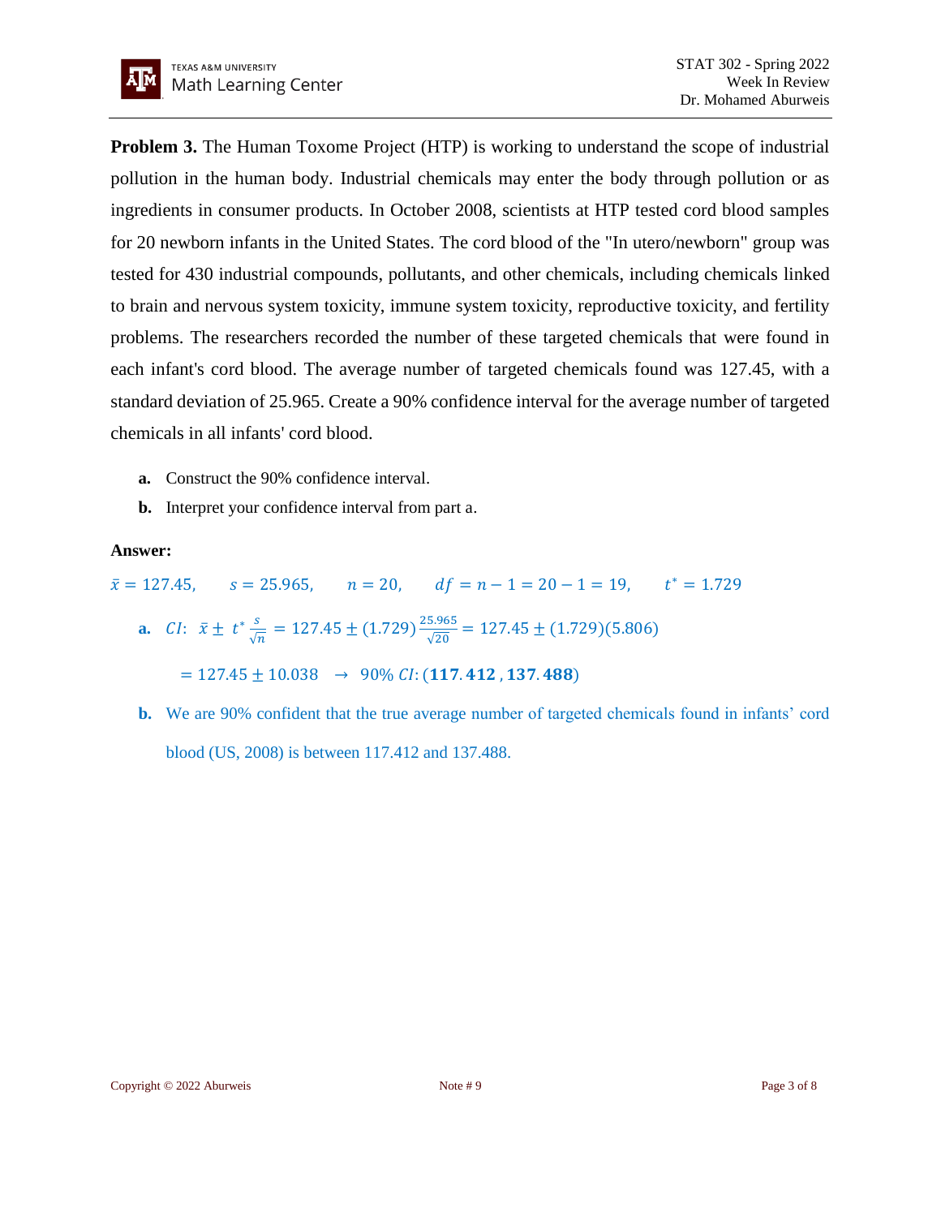**Problem 3.** The Human Toxome Project (HTP) is working to understand the scope of industrial pollution in the human body. Industrial chemicals may enter the body through pollution or as ingredients in consumer products. In October 2008, scientists at HTP tested cord blood samples for 20 newborn infants in the United States. The cord blood of the "In utero/newborn" group was tested for 430 industrial compounds, pollutants, and other chemicals, including chemicals linked to brain and nervous system toxicity, immune system toxicity, reproductive toxicity, and fertility problems. The researchers recorded the number of these targeted chemicals that were found in each infant's cord blood. The average number of targeted chemicals found was 127.45, with a standard deviation of 25.965. Create a 90% confidence interval for the average number of targeted chemicals in all infants' cord blood.

**a.** Construct the 90% confidence interval.

**b.** Interpret your confidence interval from part a.

**Answer:**

$\bar{x} = 127.45, \quad s = 25.965, \quad n = 20, \quad df = n - 1 = 20 - 1 = 19, \quad t^* = 1.729$

**a.** $CI\text{:} \;\; \bar{x} \pm t^* \frac{s}{\sqrt{n}} = 127.45 \pm (1.729)\frac{25.965}{\sqrt{20}} = 127.45 \pm (1.729)(5.806)$

$= 127.45 \pm 10.038 \;\; \rightarrow \;\; 90\% \; CI\text{:} \, (\mathbf{117.412} \, , \mathbf{137.488})$

**b.** We are 90% confident that the true average number of targeted chemicals found in infants' cord blood (US, 2008) is between 117.412 and 137.488.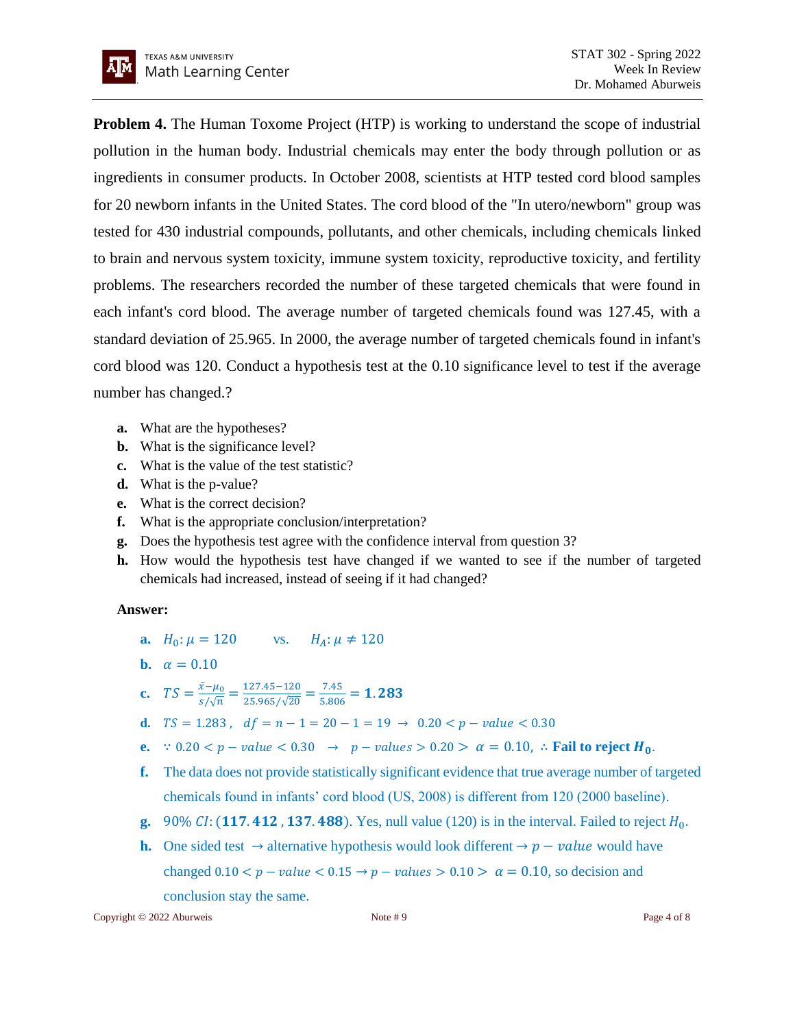**Problem 4.** The Human Toxome Project (HTP) is working to understand the scope of industrial pollution in the human body. Industrial chemicals may enter the body through pollution or as ingredients in consumer products. In October 2008, scientists at HTP tested cord blood samples for 20 newborn infants in the United States. The cord blood of the "In utero/newborn" group was tested for 430 industrial compounds, pollutants, and other chemicals, including chemicals linked to brain and nervous system toxicity, immune system toxicity, reproductive toxicity, and fertility problems. The researchers recorded the number of these targeted chemicals that were found in each infant's cord blood. The average number of targeted chemicals found was 127.45, with a standard deviation of 25.965. In 2000, the average number of targeted chemicals found in infant's cord blood was 120. Conduct a hypothesis test at the 0.10 significance level to test if the average number has changed.?

- **a.** What are the hypotheses?
- **b.** What is the significance level?
- **c.** What is the value of the test statistic?
- **d.** What is the p-value?
- **e.** What is the correct decision?
- **f.** What is the appropriate conclusion/interpretation?
- **g.** Does the hypothesis test agree with the confidence interval from question 3?
- **h.** How would the hypothesis test have changed if we wanted to see if the number of targeted chemicals had increased, instead of seeing if it had changed?

**Answer:**

- **a.** $H_0: \mu = 120$ vs. $H_A: \mu \neq 120$
- **b.** $\alpha = 0.10$
- **c.** $TS = \frac{\bar{x}-\mu_0}{s/\sqrt{n}} = \frac{127.45-120}{25.965/\sqrt{20}} = \frac{7.45}{5.806} = \mathbf{1.283}$
- **d.** $TS = 1.283$, $df = n - 1 = 20 - 1 = 19 \rightarrow 0.20 < p-value < 0.30$
- **e.** $\because 0.20 < p-value < 0.30 \rightarrow p-values > 0.20 > \alpha = 0.10$, $\therefore$ **Fail to reject $H_0$**.
- **f.** The data does not provide statistically significant evidence that true average number of targeted chemicals found in infants' cord blood (US, 2008) is different from 120 (2000 baseline).
- **g.** 90% $CI$: $(\mathbf{117.412}, \mathbf{137.488})$. Yes, null value (120) is in the interval. Failed to reject $H_0$.
- **h.** One sided test $\rightarrow$ alternative hypothesis would look different $\rightarrow p-value$ would have changed $0.10 < p-value < 0.15 \rightarrow p-values > 0.10 > \alpha = 0.10$, so decision and conclusion stay the same.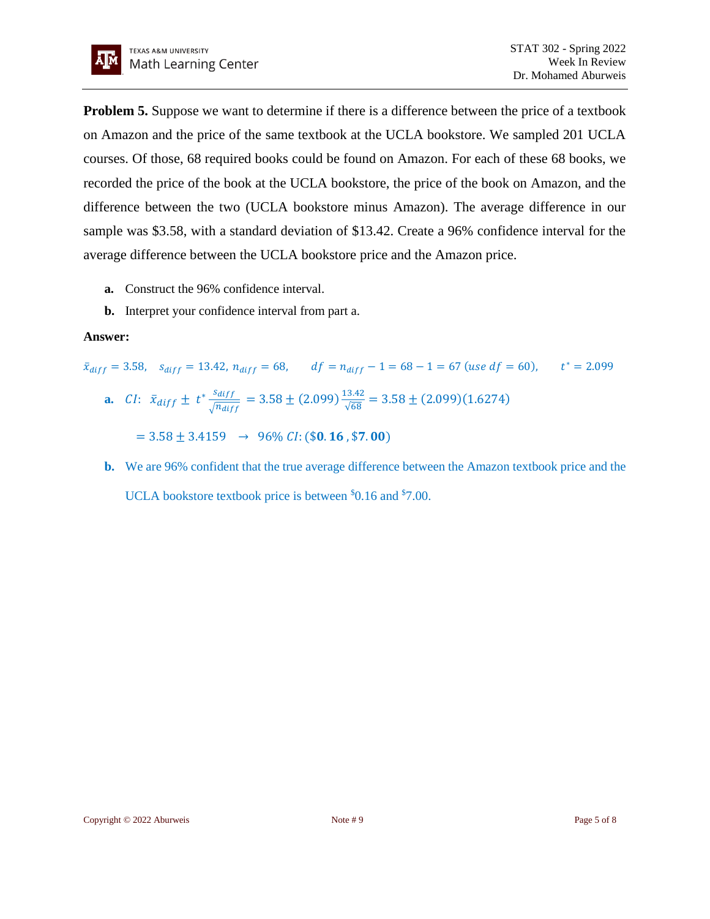**Problem 5.** Suppose we want to determine if there is a difference between the price of a textbook on Amazon and the price of the same textbook at the UCLA bookstore. We sampled 201 UCLA courses. Of those, 68 required books could be found on Amazon. For each of these 68 books, we recorded the price of the book at the UCLA bookstore, the price of the book on Amazon, and the difference between the two (UCLA bookstore minus Amazon). The average difference in our sample was $3.58, with a standard deviation of $13.42. Create a 96% confidence interval for the average difference between the UCLA bookstore price and the Amazon price.

- **a.** Construct the 96% confidence interval.
- **b.** Interpret your confidence interval from part a.

**Answer:**

$\bar{x}_{diff} = 3.58, \quad s_{diff} = 13.42, \; n_{diff} = 68, \qquad df = n_{diff} - 1 = 68 - 1 = 67 \; (use \; df = 60), \qquad t^* = 2.099$

**a.** $CI\text{:} \;\; \bar{x}_{diff} \pm t^* \frac{s_{diff}}{\sqrt{n_{diff}}} = 3.58 \pm (2.099) \frac{13.42}{\sqrt{68}} = 3.58 \pm (2.099)(1.6274)$

$= 3.58 \pm 3.4159 \quad \rightarrow \quad 96\% \; CI\text{:} \; (\$\mathbf{0.16}\,, \$\mathbf{7.00})$

**b.** We are 96% confident that the true average difference between the Amazon textbook price and the UCLA bookstore textbook price is between $0.16 and $7.00.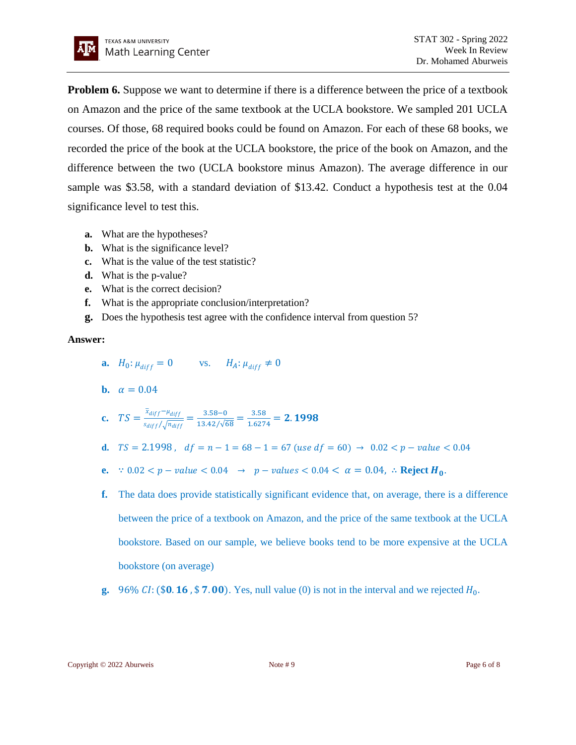**Problem 6.** Suppose we want to determine if there is a difference between the price of a textbook on Amazon and the price of the same textbook at the UCLA bookstore. We sampled 201 UCLA courses. Of those, 68 required books could be found on Amazon. For each of these 68 books, we recorded the price of the book at the UCLA bookstore, the price of the book on Amazon, and the difference between the two (UCLA bookstore minus Amazon). The average difference in our sample was $3.58, with a standard deviation of $13.42. Conduct a hypothesis test at the 0.04 significance level to test this.

- **a.** What are the hypotheses?
- **b.** What is the significance level?
- **c.** What is the value of the test statistic?
- **d.** What is the p-value?
- **e.** What is the correct decision?
- **f.** What is the appropriate conclusion/interpretation?
- **g.** Does the hypothesis test agree with the confidence interval from question 5?

**Answer:**

- **a.** $H_0: \mu_{diff} = 0$ vs. $H_A: \mu_{diff} \neq 0$
- **b.** $\alpha = 0.04$
- **c.** $TS = \frac{\bar{x}_{diff} - \mu_{diff}}{s_{diff}/\sqrt{n_{diff}}} = \frac{3.58 - 0}{13.42/\sqrt{68}} = \frac{3.58}{1.6274} = \mathbf{2.1998}$
- **d.** $TS = 2.1998$, $df = n - 1 = 68 - 1 = 67$ $(use\ df = 60) \rightarrow 0.02 < p-value < 0.04$
- **e.** $\because 0.02 < p-value < 0.04 \rightarrow p-values < 0.04 < \alpha = 0.04$, $\therefore$ **Reject $H_0$.**
- **f.** The data does provide statistically significant evidence that, on average, there is a difference between the price of a textbook on Amazon, and the price of the same textbook at the UCLA bookstore. Based on our sample, we believe books tend to be more expensive at the UCLA bookstore (on average)
- **g.** 96% $CI$: ($**0.16**, $**7.00**). Yes, null value (0) is not in the interval and we rejected $H_0$.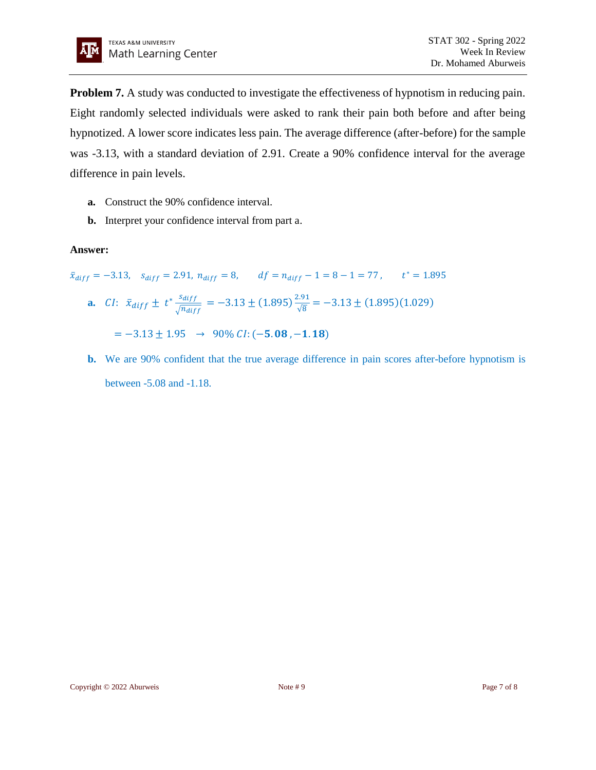**Problem 7.** A study was conducted to investigate the effectiveness of hypnotism in reducing pain. Eight randomly selected individuals were asked to rank their pain both before and after being hypnotized. A lower score indicates less pain. The average difference (after-before) for the sample was -3.13, with a standard deviation of 2.91. Create a 90% confidence interval for the average difference in pain levels.

**a.** Construct the 90% confidence interval.

**b.** Interpret your confidence interval from part a.

**Answer:**

$\bar{x}_{diff} = -3.13, \quad s_{diff} = 2.91, \; n_{diff} = 8, \qquad df = n_{diff} - 1 = 8 - 1 = 77, \qquad t^* = 1.895$

**a.** $CI\!: \; \bar{x}_{diff} \pm t^* \frac{s_{diff}}{\sqrt{n_{diff}}} = -3.13 \pm (1.895)\frac{2.91}{\sqrt{8}} = -3.13 \pm (1.895)(1.029)$

$= -3.13 \pm 1.95 \quad \rightarrow \quad 90\%\; CI\!: (\mathbf{-5.08}\,, \mathbf{-1.18})$

**b.** We are 90% confident that the true average difference in pain scores after-before hypnotism is between -5.08 and -1.18.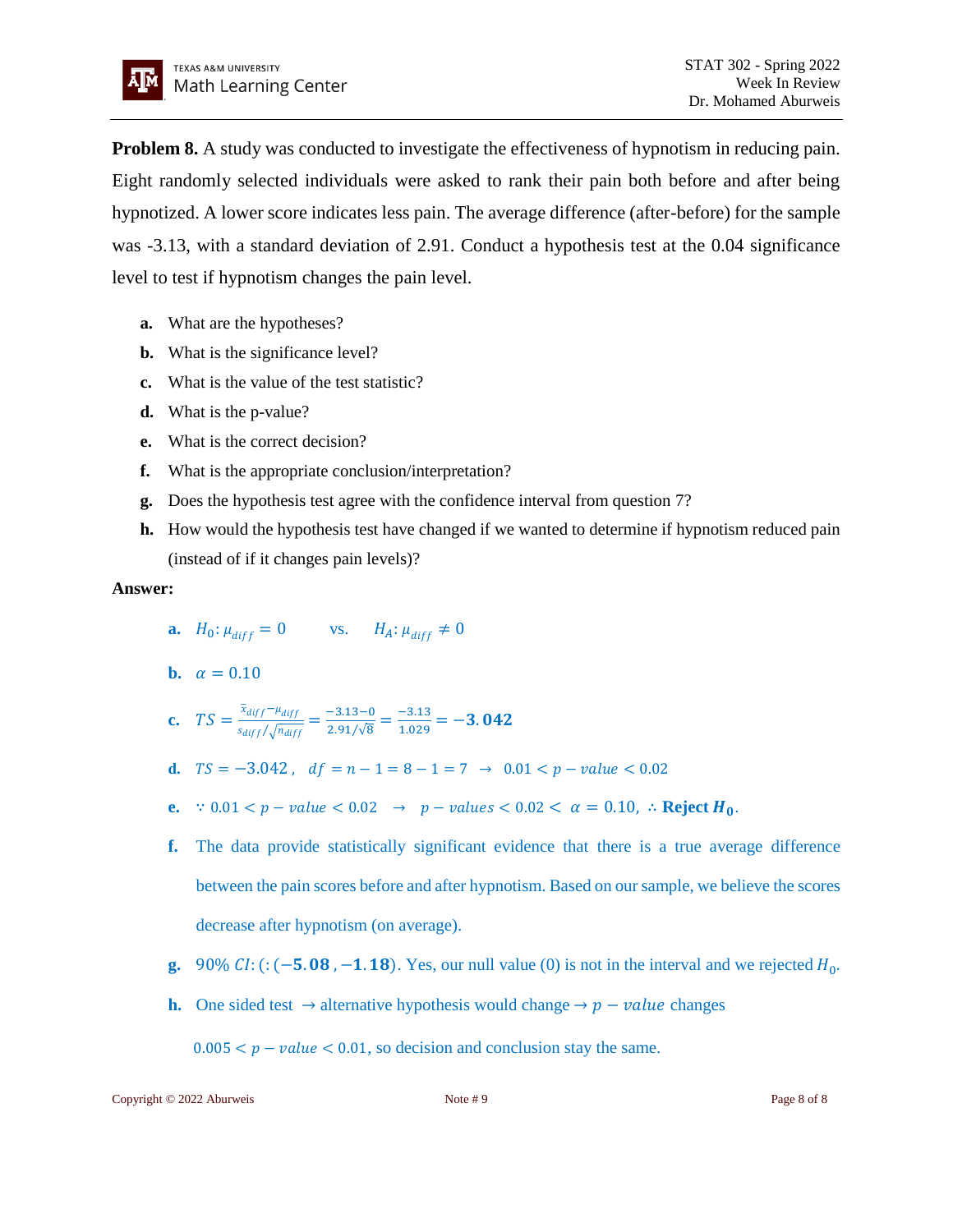**Problem 8.** A study was conducted to investigate the effectiveness of hypnotism in reducing pain. Eight randomly selected individuals were asked to rank their pain both before and after being hypnotized. A lower score indicates less pain. The average difference (after-before) for the sample was -3.13, with a standard deviation of 2.91. Conduct a hypothesis test at the 0.04 significance level to test if hypnotism changes the pain level.

a. What are the hypotheses?

b. What is the significance level?

c. What is the value of the test statistic?

d. What is the p-value?

e. What is the correct decision?

f. What is the appropriate conclusion/interpretation?

g. Does the hypothesis test agree with the confidence interval from question 7?

h. How would the hypothesis test have changed if we wanted to determine if hypnotism reduced pain (instead of if it changes pain levels)?

**Answer:**

**a.** $H_0: \mu_{diff} = 0$ vs. $H_A: \mu_{diff} \neq 0$

**b.** $\alpha = 0.10$

**c.** $TS = \frac{\bar{x}_{diff} - \mu_{diff}}{s_{diff}/\sqrt{n_{diff}}} = \frac{-3.13-0}{2.91/\sqrt{8}} = \frac{-3.13}{1.029} = \mathbf{-3.042}$

**d.** $TS = -3.042$, $df = n - 1 = 8 - 1 = 7 \rightarrow 0.01 < p - value < 0.02$

**e.** $\because 0.01 < p - value < 0.02 \rightarrow p - values < 0.02 < \alpha = 0.10$, $\therefore$ **Reject $H_0$.**

**f.** The data provide statistically significant evidence that there is a true average difference between the pain scores before and after hypnotism. Based on our sample, we believe the scores decrease after hypnotism (on average).

**g.** 90% $CI$: (: $(\mathbf{-5.08}, \mathbf{-1.18})$. Yes, our null value (0) is not in the interval and we rejected $H_0$.

**h.** One sided test $\rightarrow$ alternative hypothesis would change $\rightarrow p - value$ changes

$0.005 < p - value < 0.01$, so decision and conclusion stay the same.